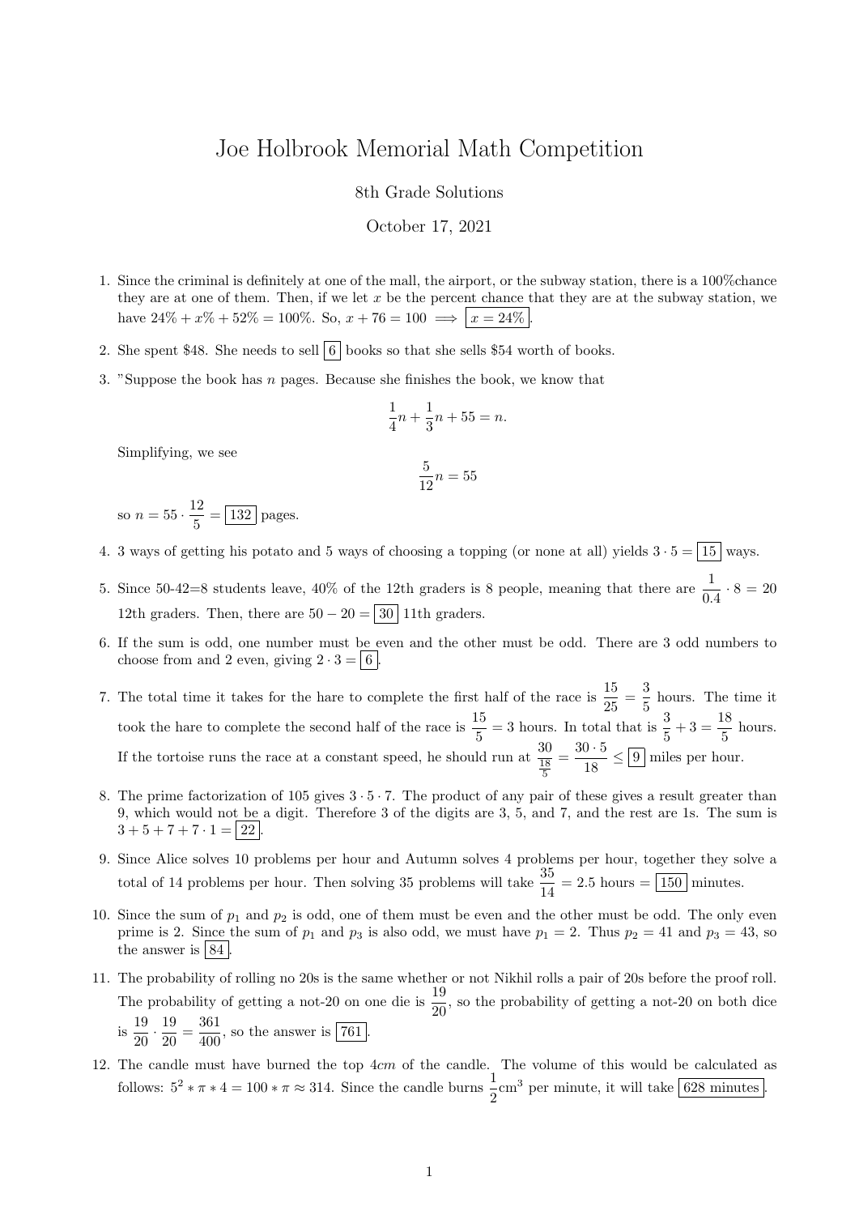# Joe Holbrook Memorial Math Competition

8th Grade Solutions

October 17, 2021

1. Since the criminal is definitely at one of the mall, the airport, or the subway station, there is a 100%chance they are at one of them. Then, if we let $x$ be the percent chance that they are at the subway station, we have $24\% + x\% + 52\% = 100\%$. So, $x + 76 = 100 \implies \boxed{x = 24\%}$.

2. She spent \$48. She needs to sell $\boxed{6}$ books so that she sells \$54 worth of books.

3. "Suppose the book has $n$ pages. Because she finishes the book, we know that
$$\frac{1}{4}n + \frac{1}{3}n + 55 = n.$$
Simplifying, we see
$$\frac{5}{12}n = 55$$
so $n = 55 \cdot \frac{12}{5} = \boxed{132}$ pages.

4. 3 ways of getting his potato and 5 ways of choosing a topping (or none at all) yields $3 \cdot 5 = \boxed{15}$ ways.

5. Since 50-42=8 students leave, 40% of the 12th graders is 8 people, meaning that there are $\frac{1}{0.4} \cdot 8 = 20$ 12th graders. Then, there are $50 - 20 = \boxed{30}$ 11th graders.

6. If the sum is odd, one number must be even and the other must be odd. There are 3 odd numbers to choose from and 2 even, giving $2 \cdot 3 = \boxed{6}$.

7. The total time it takes for the hare to complete the first half of the race is $\frac{15}{25} = \frac{3}{5}$ hours. The time it took the hare to complete the second half of the race is $\frac{15}{5} = 3$ hours. In total that is $\frac{3}{5} + 3 = \frac{18}{5}$ hours. If the tortoise runs the race at a constant speed, he should run at $\frac{30}{\frac{18}{5}} = \frac{30 \cdot 5}{18} \leq \boxed{9}$ miles per hour.

8. The prime factorization of 105 gives $3 \cdot 5 \cdot 7$. The product of any pair of these gives a result greater than 9, which would not be a digit. Therefore 3 of the digits are 3, 5, and 7, and the rest are 1s. The sum is $3 + 5 + 7 + 7 \cdot 1 = \boxed{22}$.

9. Since Alice solves 10 problems per hour and Autumn solves 4 problems per hour, together they solve a total of 14 problems per hour. Then solving 35 problems will take $\frac{35}{14} = 2.5$ hours $= \boxed{150}$ minutes.

10. Since the sum of $p_1$ and $p_2$ is odd, one of them must be even and the other must be odd. The only even prime is 2. Since the sum of $p_1$ and $p_3$ is also odd, we must have $p_1 = 2$. Thus $p_2 = 41$ and $p_3 = 43$, so the answer is $\boxed{84}$.

11. The probability of rolling no 20s is the same whether or not Nikhil rolls a pair of 20s before the proof roll. The probability of getting a not-20 on one die is $\frac{19}{20}$, so the probability of getting a not-20 on both dice is $\frac{19}{20} \cdot \frac{19}{20} = \frac{361}{400}$, so the answer is $\boxed{761}$.

12. The candle must have burned the top $4cm$ of the candle. The volume of this would be calculated as follows: $5^2 * \pi * 4 = 100 * \pi \approx 314$. Since the candle burns $\frac{1}{2}\text{cm}^3$ per minute, it will take $\boxed{628 \text{ minutes}}$.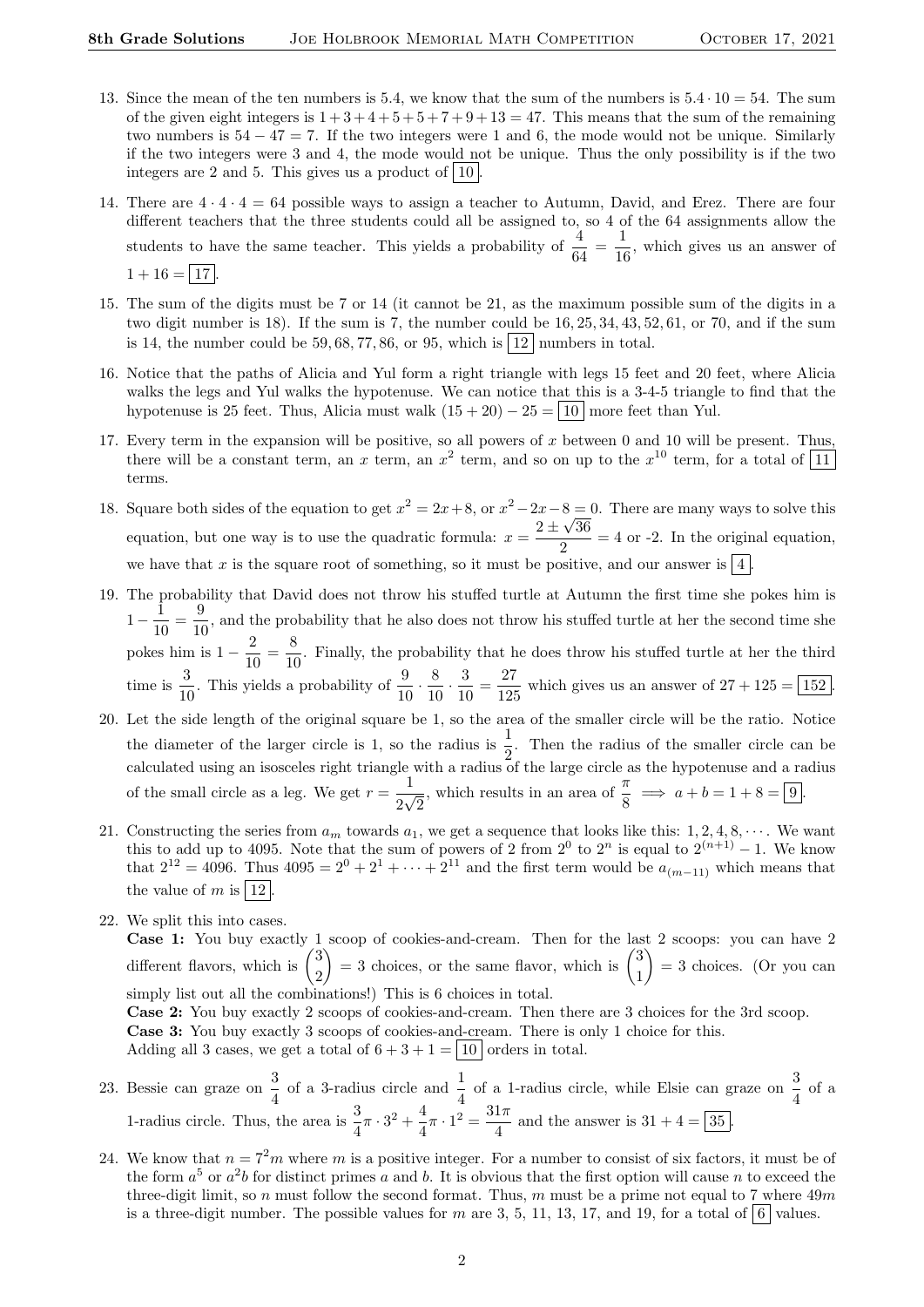13. Since the mean of the ten numbers is 5.4, we know that the sum of the numbers is $5.4 \cdot 10 = 54$. The sum of the given eight integers is $1+3+4+5+5+7+9+13 = 47$. This means that the sum of the remaining two numbers is $54 - 47 = 7$. If the two integers were 1 and 6, the mode would not be unique. Similarly if the two integers were 3 and 4, the mode would not be unique. Thus the only possibility is if the two integers are 2 and 5. This gives us a product of $\boxed{10}$.

14. There are $4 \cdot 4 \cdot 4 = 64$ possible ways to assign a teacher to Autumn, David, and Erez. There are four different teachers that the three students could all be assigned to, so 4 of the 64 assignments allow the students to have the same teacher. This yields a probability of $\frac{4}{64} = \frac{1}{16}$, which gives us an answer of $1 + 16 = \boxed{17}$.

15. The sum of the digits must be 7 or 14 (it cannot be 21, as the maximum possible sum of the digits in a two digit number is 18). If the sum is 7, the number could be 16, 25, 34, 43, 52, 61, or 70, and if the sum is 14, the number could be 59, 68, 77, 86, or 95, which is $\boxed{12}$ numbers in total.

16. Notice that the paths of Alicia and Yul form a right triangle with legs 15 feet and 20 feet, where Alicia walks the legs and Yul walks the hypotenuse. We can notice that this is a 3-4-5 triangle to find that the hypotenuse is 25 feet. Thus, Alicia must walk $(15 + 20) - 25 = \boxed{10}$ more feet than Yul.

17. Every term in the expansion will be positive, so all powers of $x$ between 0 and 10 will be present. Thus, there will be a constant term, an $x$ term, an $x^2$ term, and so on up to the $x^{10}$ term, for a total of $\boxed{11}$ terms.

18. Square both sides of the equation to get $x^2 = 2x+8$, or $x^2 - 2x - 8 = 0$. There are many ways to solve this equation, but one way is to use the quadratic formula: $x = \frac{2 \pm \sqrt{36}}{2} = 4$ or -2. In the original equation, we have that $x$ is the square root of something, so it must be positive, and our answer is $\boxed{4}$.

19. The probability that David does not throw his stuffed turtle at Autumn the first time she pokes him is $1 - \frac{1}{10} = \frac{9}{10}$, and the probability that he also does not throw his stuffed turtle at her the second time she pokes him is $1 - \frac{2}{10} = \frac{8}{10}$. Finally, the probability that he does throw his stuffed turtle at her the third time is $\frac{3}{10}$. This yields a probability of $\frac{9}{10} \cdot \frac{8}{10} \cdot \frac{3}{10} = \frac{27}{125}$ which gives us an answer of $27 + 125 = \boxed{152}$.

20. Let the side length of the original square be 1, so the area of the smaller circle will be the ratio. Notice the diameter of the larger circle is 1, so the radius is $\frac{1}{2}$. Then the radius of the smaller circle can be calculated using an isosceles right triangle with a radius of the large circle as the hypotenuse and a radius of the small circle as a leg. We get $r = \frac{1}{2\sqrt{2}}$, which results in an area of $\frac{\pi}{8} \implies a + b = 1 + 8 = \boxed{9}$.

21. Constructing the series from $a_m$ towards $a_1$, we get a sequence that looks like this: $1, 2, 4, 8, \cdots$. We want this to add up to 4095. Note that the sum of powers of 2 from $2^0$ to $2^n$ is equal to $2^{(n+1)} - 1$. We know that $2^{12} = 4096$. Thus $4095 = 2^0 + 2^1 + \cdots + 2^{11}$ and the first term would be $a_{(m-11)}$ which means that the value of $m$ is $\boxed{12}$.

22. We split this into cases.
**Case 1:** You buy exactly 1 scoop of cookies-and-cream. Then for the last 2 scoops: you can have 2 different flavors, which is $\binom{3}{2} = 3$ choices, or the same flavor, which is $\binom{3}{1} = 3$ choices. (Or you can simply list out all the combinations!) This is 6 choices in total.
**Case 2:** You buy exactly 2 scoops of cookies-and-cream. Then there are 3 choices for the 3rd scoop.
**Case 3:** You buy exactly 3 scoops of cookies-and-cream. There is only 1 choice for this.
Adding all 3 cases, we get a total of $6 + 3 + 1 = \boxed{10}$ orders in total.

23. Bessie can graze on $\frac{3}{4}$ of a 3-radius circle and $\frac{1}{4}$ of a 1-radius circle, while Elsie can graze on $\frac{3}{4}$ of a 1-radius circle. Thus, the area is $\frac{3}{4}\pi \cdot 3^2 + \frac{4}{4}\pi \cdot 1^2 = \frac{31\pi}{4}$ and the answer is $31 + 4 = \boxed{35}$.

24. We know that $n = 7^2 m$ where $m$ is a positive integer. For a number to consist of six factors, it must be of the form $a^5$ or $a^2 b$ for distinct primes $a$ and $b$. It is obvious that the first option will cause $n$ to exceed the three-digit limit, so $n$ must follow the second format. Thus, $m$ must be a prime not equal to 7 where $49m$ is a three-digit number. The possible values for $m$ are 3, 5, 11, 13, 17, and 19, for a total of $\boxed{6}$ values.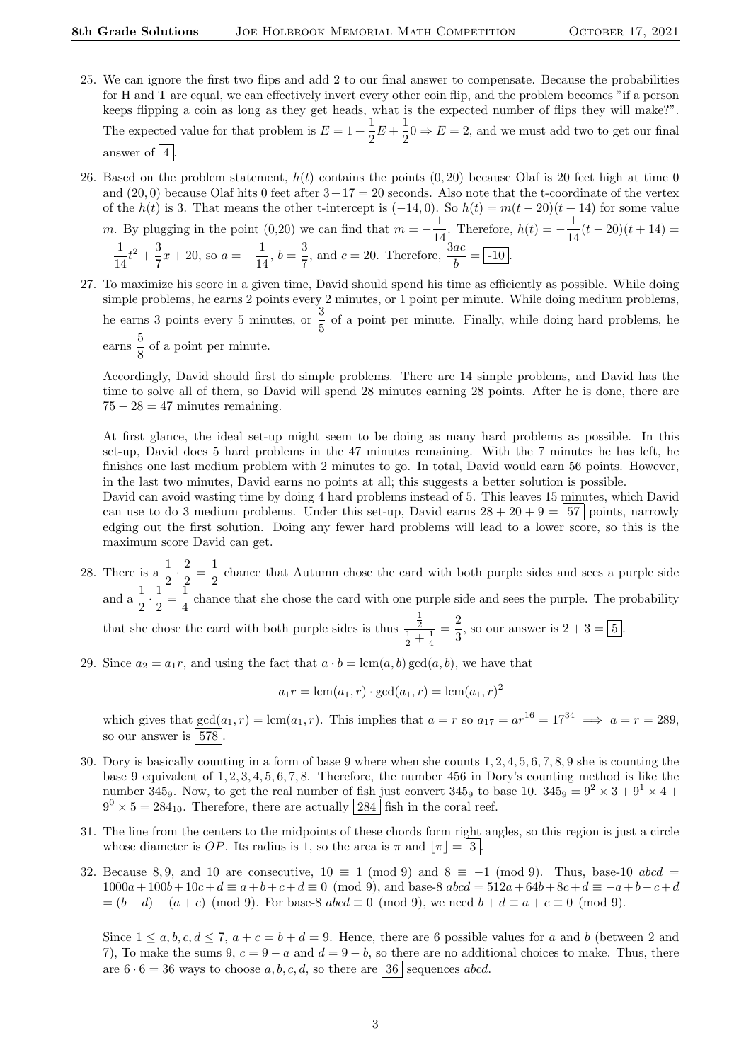25. We can ignore the first two flips and add 2 to our final answer to compensate. Because the probabilities for H and T are equal, we can effectively invert every other coin flip, and the problem becomes "if a person keeps flipping a coin as long as they get heads, what is the expected number of flips they will make?". The expected value for that problem is $E = 1 + \frac{1}{2}E + \frac{1}{2}0 \Rightarrow E = 2$, and we must add two to get our final answer of $\boxed{4}$.

26. Based on the problem statement, $h(t)$ contains the points $(0, 20)$ because Olaf is 20 feet high at time 0 and $(20, 0)$ because Olaf hits 0 feet after $3 + 17 = 20$ seconds. Also note that the t-coordinate of the vertex of the $h(t)$ is 3. That means the other t-intercept is $(-14, 0)$. So $h(t) = m(t-20)(t+14)$ for some value $m$. By plugging in the point (0,20) we can find that $m = -\frac{1}{14}$. Therefore, $h(t) = -\frac{1}{14}(t-20)(t+14) = -\frac{1}{14}t^2 + \frac{3}{7}x + 20$, so $a = -\frac{1}{14}$, $b = \frac{3}{7}$, and $c = 20$. Therefore, $\frac{3ac}{b} = \boxed{-10}$.

27. To maximize his score in a given time, David should spend his time as efficiently as possible. While doing simple problems, he earns 2 points every 2 minutes, or 1 point per minute. While doing medium problems, he earns 3 points every 5 minutes, or $\frac{3}{5}$ of a point per minute. Finally, while doing hard problems, he earns $\frac{5}{8}$ of a point per minute.

    Accordingly, David should first do simple problems. There are 14 simple problems, and David has the time to solve all of them, so David will spend 28 minutes earning 28 points. After he is done, there are $75 - 28 = 47$ minutes remaining.

    At first glance, the ideal set-up might seem to be doing as many hard problems as possible. In this set-up, David does 5 hard problems in the 47 minutes remaining. With the 7 minutes he has left, he finishes one last medium problem with 2 minutes to go. In total, David would earn 56 points. However, in the last two minutes, David earns no points at all; this suggests a better solution is possible.
    David can avoid wasting time by doing 4 hard problems instead of 5. This leaves 15 minutes, which David can use to do 3 medium problems. Under this set-up, David earns $28 + 20 + 9 = \boxed{57}$ points, narrowly edging out the first solution. Doing any fewer hard problems will lead to a lower score, so this is the maximum score David can get.

28. There is a $\frac{1}{2} \cdot \frac{2}{2} = \frac{1}{2}$ chance that Autumn chose the card with both purple sides and sees a purple side and a $\frac{1}{2} \cdot \frac{1}{2} = \frac{1}{4}$ chance that she chose the card with one purple side and sees the purple. The probability that she chose the card with both purple sides is thus $\frac{\frac{1}{2}}{\frac{1}{2} + \frac{1}{4}} = \frac{2}{3}$, so our answer is $2 + 3 = \boxed{5}$.

29. Since $a_2 = a_1 r$, and using the fact that $a \cdot b = \text{lcm}(a, b)\gcd(a, b)$, we have that

$$a_1 r = \text{lcm}(a_1, r) \cdot \gcd(a_1, r) = \text{lcm}(a_1, r)^2$$

    which gives that $\gcd(a_1, r) = \text{lcm}(a_1, r)$. This implies that $a = r$ so $a_{17} = ar^{16} = 17^{34} \implies a = r = 289$, so our answer is $\boxed{578}$.

30. Dory is basically counting in a form of base 9 where when she counts $1, 2, 4, 5, 6, 7, 8, 9$ she is counting the base 9 equivalent of $1, 2, 3, 4, 5, 6, 7, 8$. Therefore, the number 456 in Dory's counting method is like the number $345_9$. Now, to get the real number of fish just convert $345_9$ to base 10. $345_9 = 9^2 \times 3 + 9^1 \times 4 + 9^0 \times 5 = 284_{10}$. Therefore, there are actually $\boxed{284}$ fish in the coral reef.

31. The line from the centers to the midpoints of these chords form right angles, so this region is just a circle whose diameter is $OP$. Its radius is 1, so the area is $\pi$ and $\lfloor \pi \rfloor = \boxed{3}$.

32. Because $8, 9$, and $10$ are consecutive, $10 \equiv 1 \pmod 9$ and $8 \equiv -1 \pmod 9$. Thus, base-10 $abcd = 1000a + 100b + 10c + d \equiv a + b + c + d \equiv 0 \pmod 9$, and base-8 $abcd = 512a + 64b + 8c + d \equiv -a + b - c + d = (b + d) - (a + c) \pmod 9$. For base-8 $abcd \equiv 0 \pmod 9$, we need $b + d \equiv a + c \equiv 0 \pmod 9$.

    Since $1 \le a, b, c, d \le 7$, $a + c = b + d = 9$. Hence, there are 6 possible values for $a$ and $b$ (between 2 and 7), To make the sums 9, $c = 9 - a$ and $d = 9 - b$, so there are no additional choices to make. Thus, there are $6 \cdot 6 = 36$ ways to choose $a, b, c, d$, so there are $\boxed{36}$ sequences $abcd$.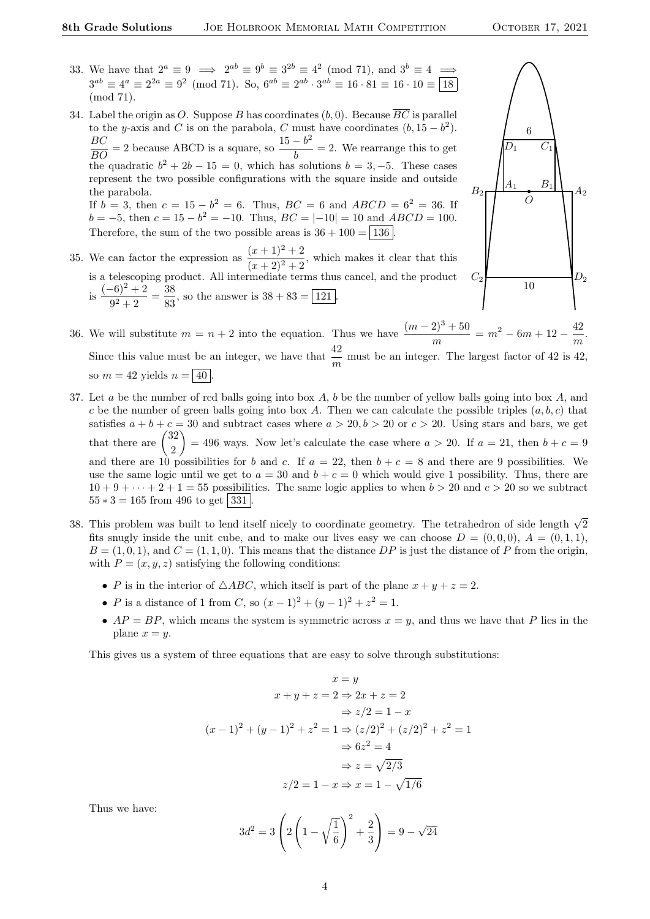33. We have that $2^a \equiv 9 \implies 2^{ab} \equiv 9^b \equiv 3^{2b} \equiv 4^2 \pmod{71}$, and $3^b \equiv 4 \implies 3^{ab} \equiv 4^a \equiv 2^{2a} \equiv 9^2 \pmod{71}$. So, $6^{ab} \equiv 2^{ab} \cdot 3^{ab} \equiv 16 \cdot 81 \equiv 16 \cdot 10 \equiv \boxed{18} \pmod{71}$.

34. Label the origin as $O$. Suppose $B$ has coordinates $(b, 0)$. Because $\overline{BC}$ is parallel to the $y$-axis and $C$ is on the parabola, $C$ must have coordinates $(b, 15 - b^2)$. $\dfrac{BC}{BO} = 2$ because ABCD is a square, so $\dfrac{15 - b^2}{b} = 2$. We rearrange this to get the quadratic $b^2 + 2b - 15 = 0$, which has solutions $b = 3, -5$. These cases represent the two possible configurations with the square inside and outside the parabola.
If $b = 3$, then $c = 15 - b^2 = 6$. Thus, $BC = 6$ and $ABCD = 6^2 = 36$. If $b = -5$, then $c = 15 - b^2 = -10$. Thus, $BC = |-10| = 10$ and $ABCD = 100$. Therefore, the sum of the two possible areas is $36 + 100 = \boxed{136}$.

35. We can factor the expression as $\dfrac{(x+1)^2 + 2}{(x+2)^2 + 2}$, which makes it clear that this is a telescoping product. All intermediate terms thus cancel, and the product is $\dfrac{(-6)^2 + 2}{9^2 + 2} = \dfrac{38}{83}$, so the answer is $38 + 83 = \boxed{121}$.

36. We will substitute $m = n + 2$ into the equation. Thus we have $\dfrac{(m-2)^3 + 50}{m} = m^2 - 6m + 12 - \dfrac{42}{m}$. Since this value must be an integer, we have that $\dfrac{42}{m}$ must be an integer. The largest factor of 42 is 42, so $m = 42$ yields $n = \boxed{40}$.

37. Let $a$ be the number of red balls going into box $A$, $b$ be the number of yellow balls going into box $A$, and $c$ be the number of green balls going into box $A$. Then we can calculate the possible triples $(a, b, c)$ that satisfies $a + b + c = 30$ and subtract cases where $a > 20, b > 20$ or $c > 20$. Using stars and bars, we get that there are $\binom{32}{2} = 496$ ways. Now let's calculate the case where $a > 20$. If $a = 21$, then $b + c = 9$ and there are 10 possibilities for $b$ and $c$. If $a = 22$, then $b + c = 8$ and there are 9 possibilities. We use the same logic until we get to $a = 30$ and $b + c = 0$ which would give 1 possibility. Thus, there are $10 + 9 + \cdots + 2 + 1 = 55$ possibilities. The same logic applies to when $b > 20$ and $c > 20$ so we subtract $55 * 3 = 165$ from 496 to get $\boxed{331}$.

38. This problem was built to lend itself nicely to coordinate geometry. The tetrahedron of side length $\sqrt{2}$ fits snugly inside the unit cube, and to make our lives easy we can choose $D = (0, 0, 0)$, $A = (0, 1, 1)$, $B = (1, 0, 1)$, and $C = (1, 1, 0)$. This means that the distance $DP$ is just the distance of $P$ from the origin, with $P = (x, y, z)$ satisfying the following conditions:

- $P$ is in the interior of $\triangle ABC$, which itself is part of the plane $x + y + z = 2$.
- $P$ is a distance of 1 from $C$, so $(x-1)^2 + (y-1)^2 + z^2 = 1$.
- $AP = BP$, which means the system is symmetric across $x = y$, and thus we have that $P$ lies in the plane $x = y$.

This gives us a system of three equations that are easy to solve through substitutions:

$$
\begin{aligned}
x &= y \\
x + y + z = 2 &\Rightarrow 2x + z = 2 \\
&\Rightarrow z/2 = 1 - x \\
(x-1)^2 + (y-1)^2 + z^2 = 1 &\Rightarrow (z/2)^2 + (z/2)^2 + z^2 = 1 \\
&\Rightarrow 6z^2 = 4 \\
&\Rightarrow z = \sqrt{2/3} \\
z/2 = 1 - x &\Rightarrow x = 1 - \sqrt{1/6}
\end{aligned}
$$

Thus we have:

$$3d^2 = 3\left(2\left(1 - \sqrt{\frac{1}{6}}\right)^2 + \frac{2}{3}\right) = 9 - \sqrt{24}$$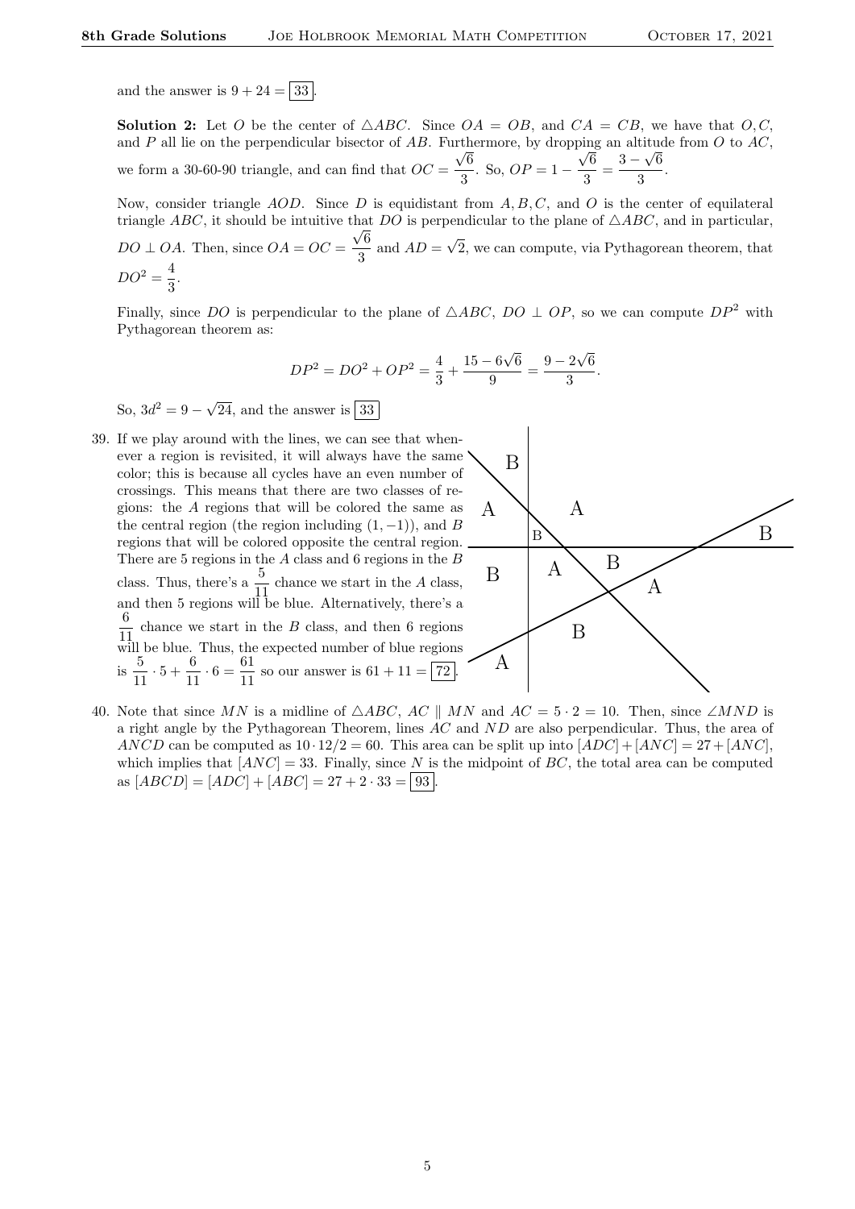and the answer is $9 + 24 = \boxed{33}$.

**Solution 2:** Let $O$ be the center of $\triangle ABC$. Since $OA = OB$, and $CA = CB$, we have that $O, C$, and $P$ all lie on the perpendicular bisector of $AB$. Furthermore, by dropping an altitude from $O$ to $AC$, we form a 30-60-90 triangle, and can find that $OC = \frac{\sqrt{6}}{3}$. So, $OP = 1 - \frac{\sqrt{6}}{3} = \frac{3-\sqrt{6}}{3}$.

Now, consider triangle $AOD$. Since $D$ is equidistant from $A, B, C$, and $O$ is the center of equilateral triangle $ABC$, it should be intuitive that $DO$ is perpendicular to the plane of $\triangle ABC$, and in particular, $DO \perp OA$. Then, since $OA = OC = \frac{\sqrt{6}}{3}$ and $AD = \sqrt{2}$, we can compute, via Pythagorean theorem, that $DO^2 = \frac{4}{3}$.

Finally, since $DO$ is perpendicular to the plane of $\triangle ABC$, $DO \perp OP$, so we can compute $DP^2$ with Pythagorean theorem as:

$$DP^2 = DO^2 + OP^2 = \frac{4}{3} + \frac{15 - 6\sqrt{6}}{9} = \frac{9 - 2\sqrt{6}}{3}.$$

So, $3d^2 = 9 - \sqrt{24}$, and the answer is $\boxed{33}$

39. If we play around with the lines, we can see that whenever a region is revisited, it will always have the same color; this is because all cycles have an even number of crossings. This means that there are two classes of regions: the $A$ regions that will be colored the same as the central region (the region including $(1, -1)$), and $B$ regions that will be colored opposite the central region. There are 5 regions in the $A$ class and 6 regions in the $B$ class. Thus, there's a $\frac{5}{11}$ chance we start in the $A$ class, and then 5 regions will be blue. Alternatively, there's a $\frac{6}{11}$ chance we start in the $B$ class, and then 6 regions will be blue. Thus, the expected number of blue regions is $\frac{5}{11} \cdot 5 + \frac{6}{11} \cdot 6 = \frac{61}{11}$ so our answer is $61 + 11 = \boxed{72}$.

40. Note that since $MN$ is a midline of $\triangle ABC$, $AC \parallel MN$ and $AC = 5 \cdot 2 = 10$. Then, since $\angle MND$ is a right angle by the Pythagorean Theorem, lines $AC$ and $ND$ are also perpendicular. Thus, the area of $ANCD$ can be computed as $10 \cdot 12/2 = 60$. This area can be split up into $[ADC] + [ANC] = 27 + [ANC]$, which implies that $[ANC] = 33$. Finally, since $N$ is the midpoint of $BC$, the total area can be computed as $[ABCD] = [ADC] + [ABC] = 27 + 2 \cdot 33 = \boxed{93}$.